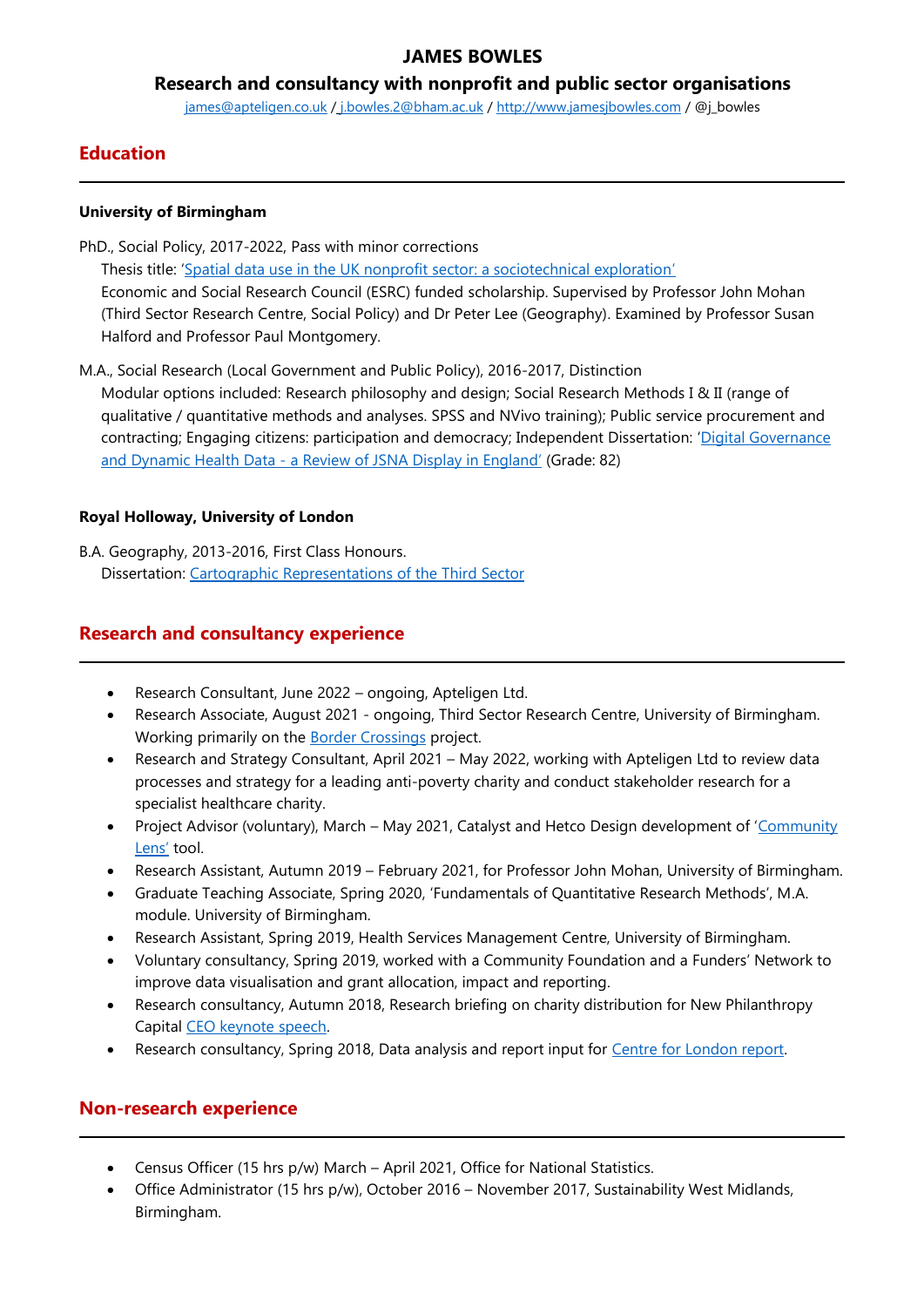# JAMES BOWLES

## Research and consultancy with nonprofit and public sector organisations

james@apteligen.co.uk / j.bowles.2@bham.ac.uk / http://www.jamesjbowles.com / @j_bowles

## Education

**University of Birmingham**

PhD., Social Policy, 2017-2022, Pass with minor corrections
Thesis title: 'Spatial data use in the UK nonprofit sector: a sociotechnical exploration'
Economic and Social Research Council (ESRC) funded scholarship. Supervised by Professor John Mohan (Third Sector Research Centre, Social Policy) and Dr Peter Lee (Geography). Examined by Professor Susan Halford and Professor Paul Montgomery.

M.A., Social Research (Local Government and Public Policy), 2016-2017, Distinction
Modular options included: Research philosophy and design; Social Research Methods I & II (range of qualitative / quantitative methods and analyses. SPSS and NVivo training); Public service procurement and contracting; Engaging citizens: participation and democracy; Independent Dissertation: 'Digital Governance and Dynamic Health Data - a Review of JSNA Display in England' (Grade: 82)

**Royal Holloway, University of London**

B.A. Geography, 2013-2016, First Class Honours.
Dissertation: Cartographic Representations of the Third Sector

## Research and consultancy experience

- Research Consultant, June 2022 – ongoing, Apteligen Ltd.
- Research Associate, August 2021 - ongoing, Third Sector Research Centre, University of Birmingham. Working primarily on the Border Crossings project.
- Research and Strategy Consultant, April 2021 – May 2022, working with Apteligen Ltd to review data processes and strategy for a leading anti-poverty charity and conduct stakeholder research for a specialist healthcare charity.
- Project Advisor (voluntary), March – May 2021, Catalyst and Hetco Design development of 'Community Lens' tool.
- Research Assistant, Autumn 2019 – February 2021, for Professor John Mohan, University of Birmingham.
- Graduate Teaching Associate, Spring 2020, 'Fundamentals of Quantitative Research Methods', M.A. module. University of Birmingham.
- Research Assistant, Spring 2019, Health Services Management Centre, University of Birmingham.
- Voluntary consultancy, Spring 2019, worked with a Community Foundation and a Funders' Network to improve data visualisation and grant allocation, impact and reporting.
- Research consultancy, Autumn 2018, Research briefing on charity distribution for New Philanthropy Capital CEO keynote speech.
- Research consultancy, Spring 2018, Data analysis and report input for Centre for London report.

## Non-research experience

- Census Officer (15 hrs p/w) March – April 2021, Office for National Statistics.
- Office Administrator (15 hrs p/w), October 2016 – November 2017, Sustainability West Midlands, Birmingham.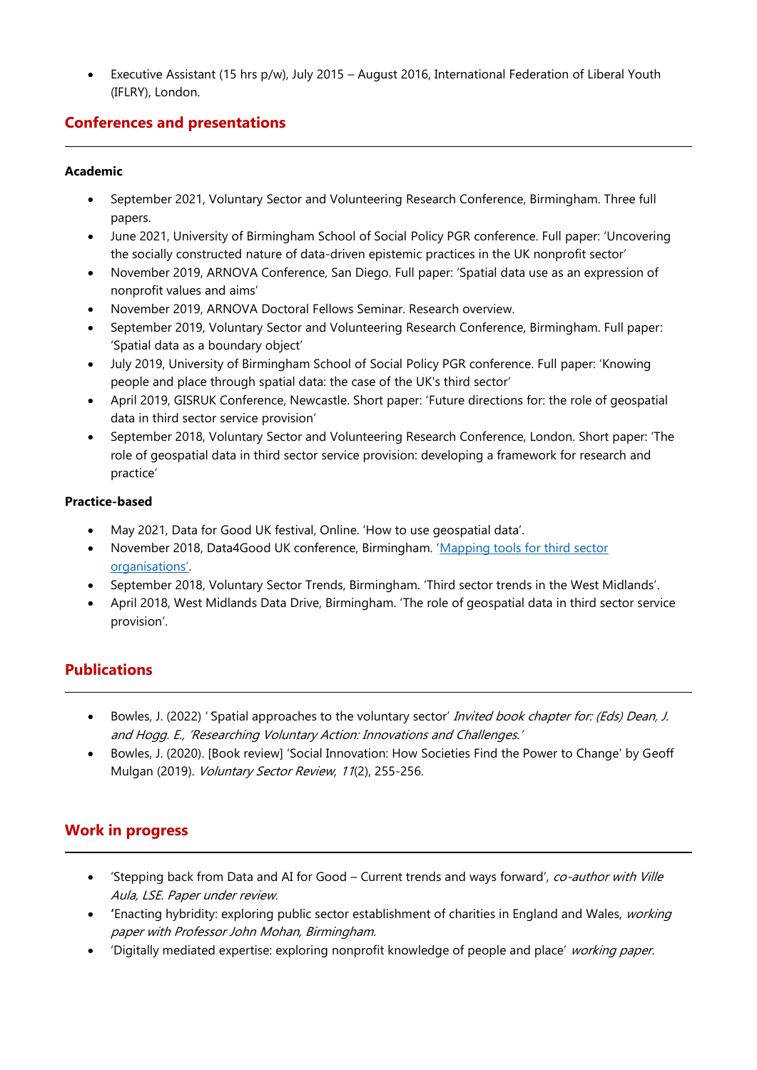- Executive Assistant (15 hrs p/w), July 2015 – August 2016, International Federation of Liberal Youth (IFLRY), London.

## Conferences and presentations

**Academic**

- September 2021, Voluntary Sector and Volunteering Research Conference, Birmingham. Three full papers.
- June 2021, University of Birmingham School of Social Policy PGR conference. Full paper: 'Uncovering the socially constructed nature of data-driven epistemic practices in the UK nonprofit sector'
- November 2019, ARNOVA Conference, San Diego. Full paper: 'Spatial data use as an expression of nonprofit values and aims'
- November 2019, ARNOVA Doctoral Fellows Seminar. Research overview.
- September 2019, Voluntary Sector and Volunteering Research Conference, Birmingham. Full paper: 'Spatial data as a boundary object'
- July 2019, University of Birmingham School of Social Policy PGR conference. Full paper: 'Knowing people and place through spatial data: the case of the UK's third sector'
- April 2019, GISRUK Conference, Newcastle. Short paper: 'Future directions for: the role of geospatial data in third sector service provision'
- September 2018, Voluntary Sector and Volunteering Research Conference, London. Short paper: 'The role of geospatial data in third sector service provision: developing a framework for research and practice'

**Practice-based**

- May 2021, Data for Good UK festival, Online. 'How to use geospatial data'.
- November 2018, Data4Good UK conference, Birmingham. '[Mapping tools for third sector organisations](#)'.
- September 2018, Voluntary Sector Trends, Birmingham. 'Third sector trends in the West Midlands'.
- April 2018, West Midlands Data Drive, Birmingham. 'The role of geospatial data in third sector service provision'.

## Publications

- Bowles, J. (2022) ' Spatial approaches to the voluntary sector' *Invited book chapter for: (Eds) Dean, J. and Hogg. E., 'Researching Voluntary Action: Innovations and Challenges.'*
- Bowles, J. (2020). [Book review] 'Social Innovation: How Societies Find the Power to Change' by Geoff Mulgan (2019). *Voluntary Sector Review*, *11*(2), 255-256.

## Work in progress

- 'Stepping back from Data and AI for Good – Current trends and ways forward', *co-author with Ville Aula, LSE. Paper under review.*
- 'Enacting hybridity: exploring public sector establishment of charities in England and Wales, *working paper with Professor John Mohan, Birmingham.*
- 'Digitally mediated expertise: exploring nonprofit knowledge of people and place' *working paper.*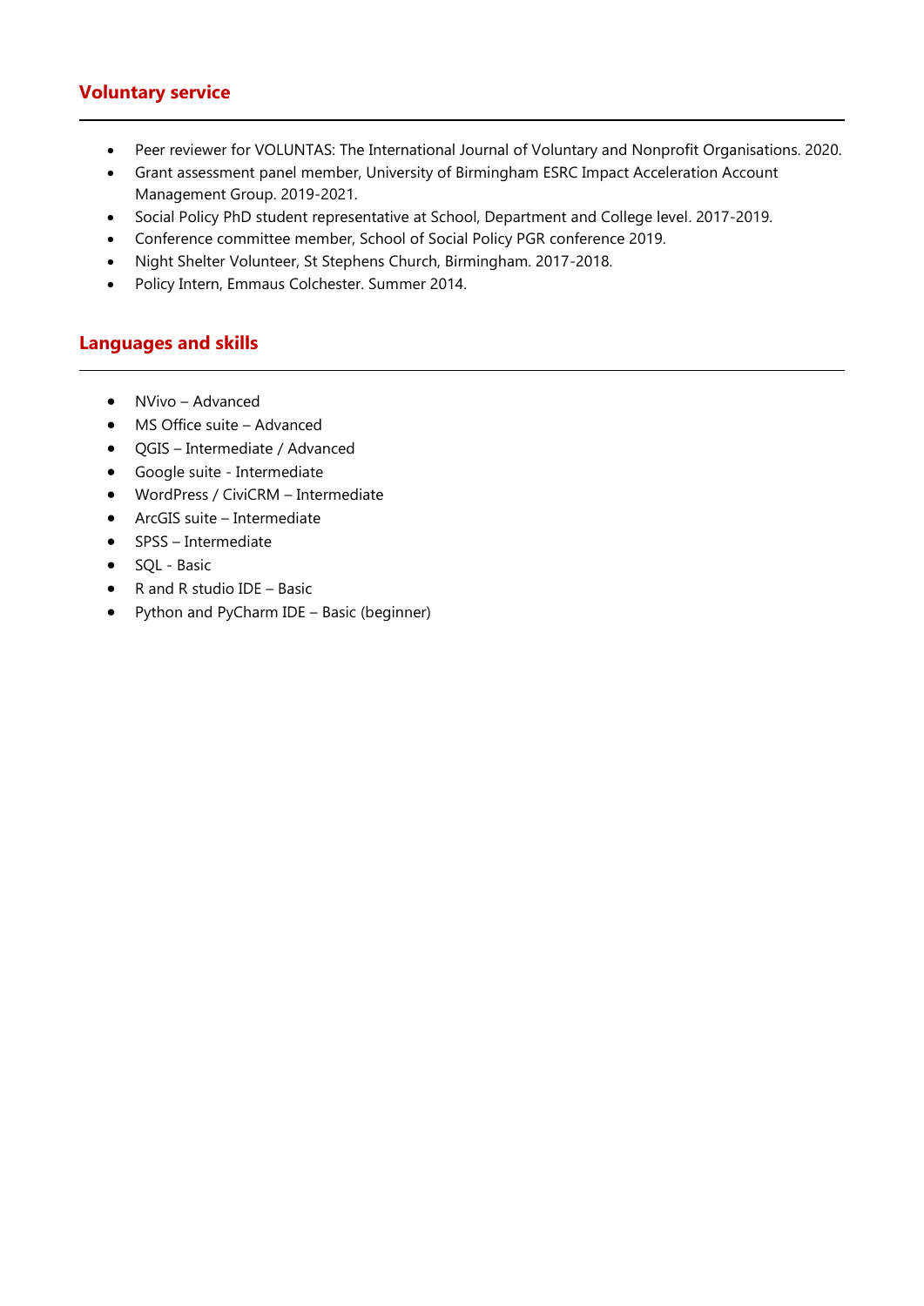## Voluntary service

- Peer reviewer for VOLUNTAS: The International Journal of Voluntary and Nonprofit Organisations. 2020.
- Grant assessment panel member, University of Birmingham ESRC Impact Acceleration Account Management Group. 2019-2021.
- Social Policy PhD student representative at School, Department and College level. 2017-2019.
- Conference committee member, School of Social Policy PGR conference 2019.
- Night Shelter Volunteer, St Stephens Church, Birmingham. 2017-2018.
- Policy Intern, Emmaus Colchester. Summer 2014.

## Languages and skills

- NVivo – Advanced
- MS Office suite – Advanced
- QGIS – Intermediate / Advanced
- Google suite - Intermediate
- WordPress / CiviCRM – Intermediate
- ArcGIS suite – Intermediate
- SPSS – Intermediate
- SQL - Basic
- R and R studio IDE – Basic
- Python and PyCharm IDE – Basic (beginner)